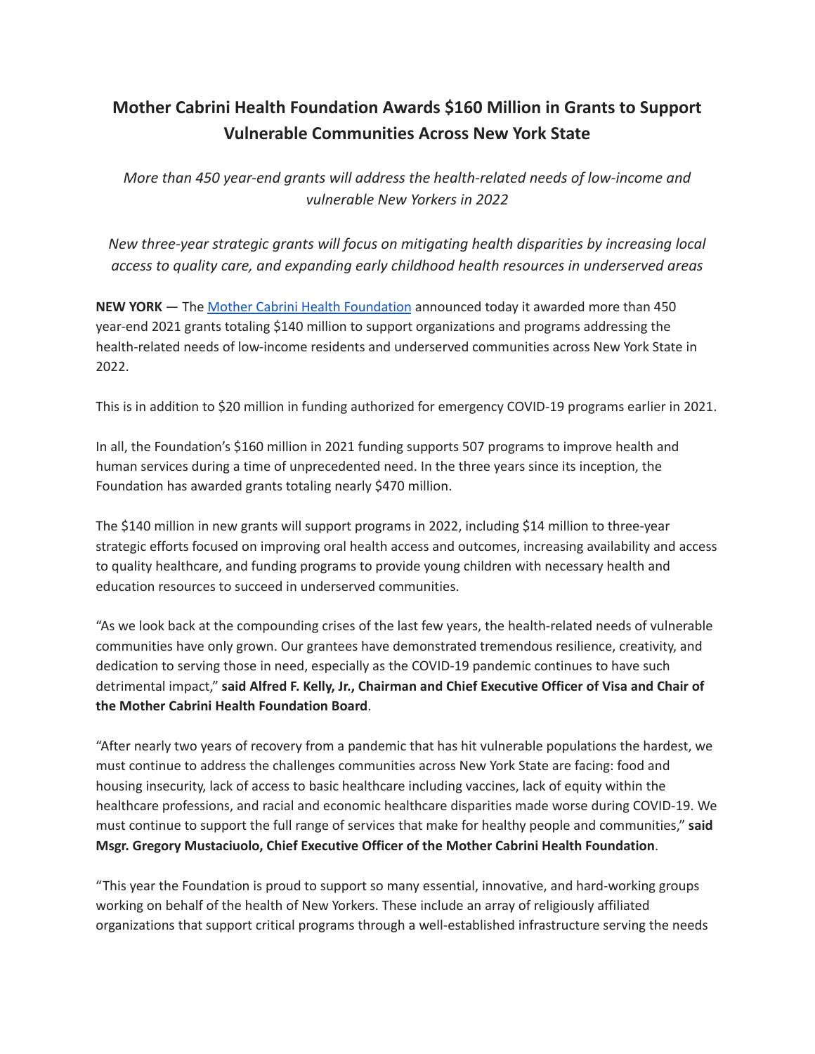# Mother Cabrini Health Foundation Awards $160 Million in Grants to Support Vulnerable Communities Across New York State

*More than 450 year-end grants will address the health-related needs of low-income and vulnerable New Yorkers in 2022*

*New three-year strategic grants will focus on mitigating health disparities by increasing local access to quality care, and expanding early childhood health resources in underserved areas*

**NEW YORK** — The Mother Cabrini Health Foundation announced today it awarded more than 450 year-end 2021 grants totaling $140 million to support organizations and programs addressing the health-related needs of low-income residents and underserved communities across New York State in 2022.

This is in addition to $20 million in funding authorized for emergency COVID-19 programs earlier in 2021.

In all, the Foundation's $160 million in 2021 funding supports 507 programs to improve health and human services during a time of unprecedented need. In the three years since its inception, the Foundation has awarded grants totaling nearly $470 million.

The $140 million in new grants will support programs in 2022, including $14 million to three-year strategic efforts focused on improving oral health access and outcomes, increasing availability and access to quality healthcare, and funding programs to provide young children with necessary health and education resources to succeed in underserved communities.

"As we look back at the compounding crises of the last few years, the health-related needs of vulnerable communities have only grown. Our grantees have demonstrated tremendous resilience, creativity, and dedication to serving those in need, especially as the COVID-19 pandemic continues to have such detrimental impact," **said Alfred F. Kelly, Jr., Chairman and Chief Executive Officer of Visa and Chair of the Mother Cabrini Health Foundation Board**.

"After nearly two years of recovery from a pandemic that has hit vulnerable populations the hardest, we must continue to address the challenges communities across New York State are facing: food and housing insecurity, lack of access to basic healthcare including vaccines, lack of equity within the healthcare professions, and racial and economic healthcare disparities made worse during COVID-19. We must continue to support the full range of services that make for healthy people and communities," **said Msgr. Gregory Mustaciuolo, Chief Executive Officer of the Mother Cabrini Health Foundation**.

"This year the Foundation is proud to support so many essential, innovative, and hard-working groups working on behalf of the health of New Yorkers. These include an array of religiously affiliated organizations that support critical programs through a well-established infrastructure serving the needs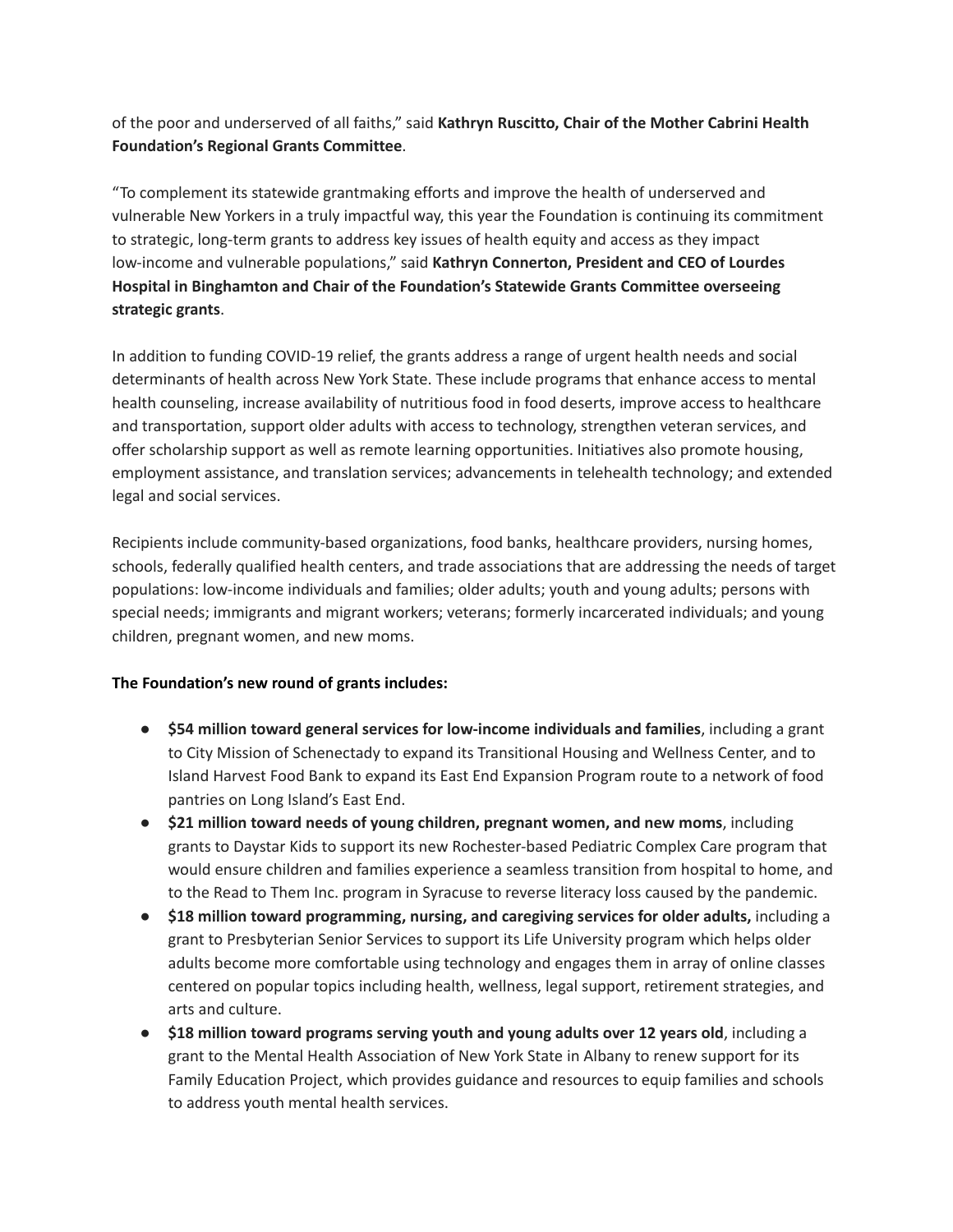of the poor and underserved of all faiths," said **Kathryn Ruscitto, Chair of the Mother Cabrini Health Foundation's Regional Grants Committee**.

"To complement its statewide grantmaking efforts and improve the health of underserved and vulnerable New Yorkers in a truly impactful way, this year the Foundation is continuing its commitment to strategic, long-term grants to address key issues of health equity and access as they impact low-income and vulnerable populations," said **Kathryn Connerton, President and CEO of Lourdes Hospital in Binghamton and Chair of the Foundation's Statewide Grants Committee overseeing strategic grants**.

In addition to funding COVID-19 relief, the grants address a range of urgent health needs and social determinants of health across New York State. These include programs that enhance access to mental health counseling, increase availability of nutritious food in food deserts, improve access to healthcare and transportation, support older adults with access to technology, strengthen veteran services, and offer scholarship support as well as remote learning opportunities. Initiatives also promote housing, employment assistance, and translation services; advancements in telehealth technology; and extended legal and social services.

Recipients include community-based organizations, food banks, healthcare providers, nursing homes, schools, federally qualified health centers, and trade associations that are addressing the needs of target populations: low-income individuals and families; older adults; youth and young adults; persons with special needs; immigrants and migrant workers; veterans; formerly incarcerated individuals; and young children, pregnant women, and new moms.

**The Foundation's new round of grants includes:**

- **$54 million toward general services for low-income individuals and families**, including a grant to City Mission of Schenectady to expand its Transitional Housing and Wellness Center, and to Island Harvest Food Bank to expand its East End Expansion Program route to a network of food pantries on Long Island's East End.
- **$21 million toward needs of young children, pregnant women, and new moms**, including grants to Daystar Kids to support its new Rochester-based Pediatric Complex Care program that would ensure children and families experience a seamless transition from hospital to home, and to the Read to Them Inc. program in Syracuse to reverse literacy loss caused by the pandemic.
- **$18 million toward programming, nursing, and caregiving services for older adults,** including a grant to Presbyterian Senior Services to support its Life University program which helps older adults become more comfortable using technology and engages them in array of online classes centered on popular topics including health, wellness, legal support, retirement strategies, and arts and culture.
- **$18 million toward programs serving youth and young adults over 12 years old**, including a grant to the Mental Health Association of New York State in Albany to renew support for its Family Education Project, which provides guidance and resources to equip families and schools to address youth mental health services.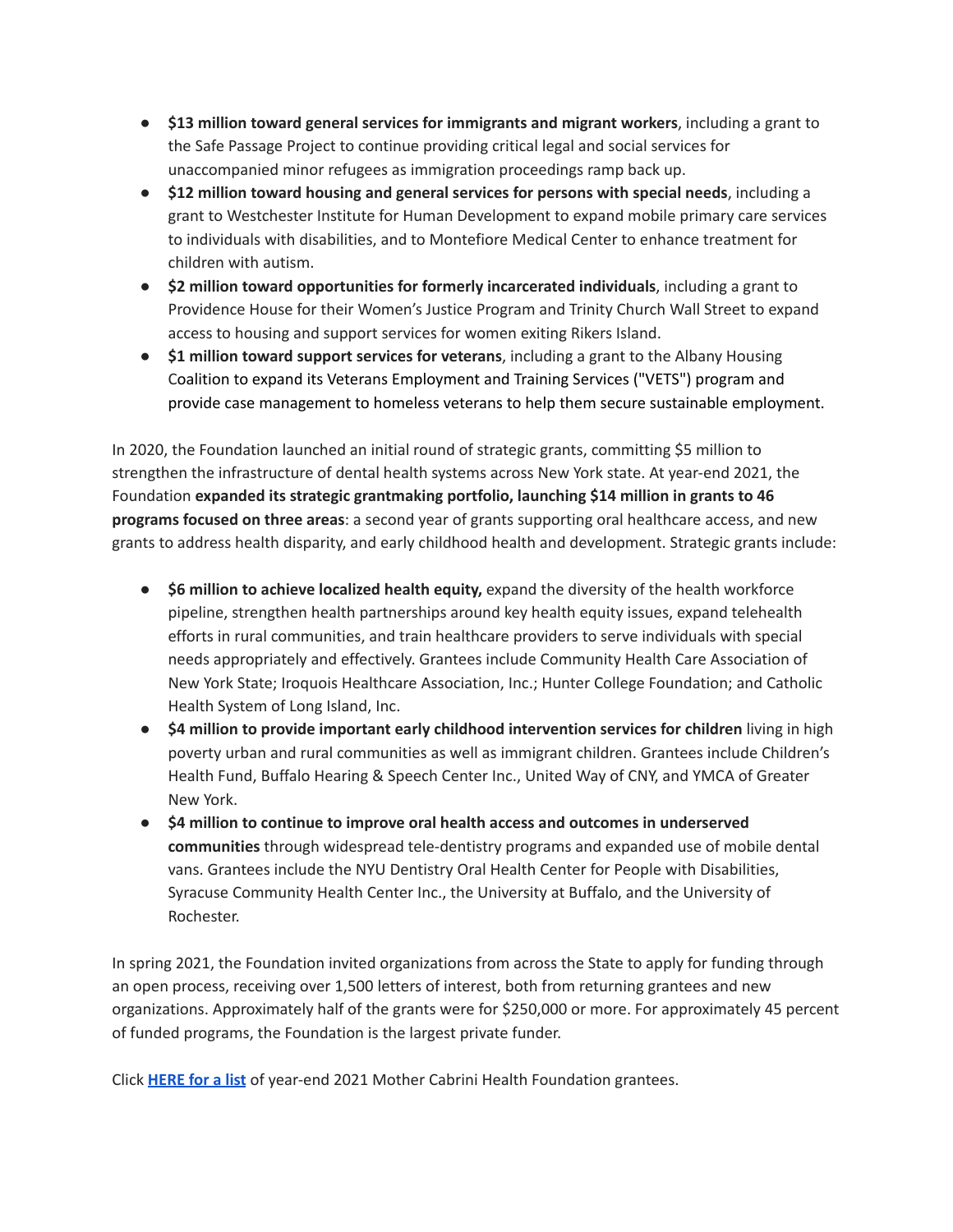- **$13 million toward general services for immigrants and migrant workers**, including a grant to the Safe Passage Project to continue providing critical legal and social services for unaccompanied minor refugees as immigration proceedings ramp back up.
- **$12 million toward housing and general services for persons with special needs**, including a grant to Westchester Institute for Human Development to expand mobile primary care services to individuals with disabilities, and to Montefiore Medical Center to enhance treatment for children with autism.
- **$2 million toward opportunities for formerly incarcerated individuals**, including a grant to Providence House for their Women's Justice Program and Trinity Church Wall Street to expand access to housing and support services for women exiting Rikers Island.
- **$1 million toward support services for veterans**, including a grant to the Albany Housing Coalition to expand its Veterans Employment and Training Services ("VETS") program and provide case management to homeless veterans to help them secure sustainable employment.

In 2020, the Foundation launched an initial round of strategic grants, committing $5 million to strengthen the infrastructure of dental health systems across New York state. At year-end 2021, the Foundation **expanded its strategic grantmaking portfolio, launching $14 million in grants to 46 programs focused on three areas**: a second year of grants supporting oral healthcare access, and new grants to address health disparity, and early childhood health and development. Strategic grants include:

- **$6 million to achieve localized health equity,** expand the diversity of the health workforce pipeline, strengthen health partnerships around key health equity issues, expand telehealth efforts in rural communities, and train healthcare providers to serve individuals with special needs appropriately and effectively. Grantees include Community Health Care Association of New York State; Iroquois Healthcare Association, Inc.; Hunter College Foundation; and Catholic Health System of Long Island, Inc.
- **$4 million to provide important early childhood intervention services for children** living in high poverty urban and rural communities as well as immigrant children. Grantees include Children's Health Fund, Buffalo Hearing & Speech Center Inc., United Way of CNY, and YMCA of Greater New York.
- **$4 million to continue to improve oral health access and outcomes in underserved communities** through widespread tele-dentistry programs and expanded use of mobile dental vans. Grantees include the NYU Dentistry Oral Health Center for People with Disabilities, Syracuse Community Health Center Inc., the University at Buffalo, and the University of Rochester.

In spring 2021, the Foundation invited organizations from across the State to apply for funding through an open process, receiving over 1,500 letters of interest, both from returning grantees and new organizations. Approximately half of the grants were for $250,000 or more. For approximately 45 percent of funded programs, the Foundation is the largest private funder.

Click **HERE for a list** of year-end 2021 Mother Cabrini Health Foundation grantees.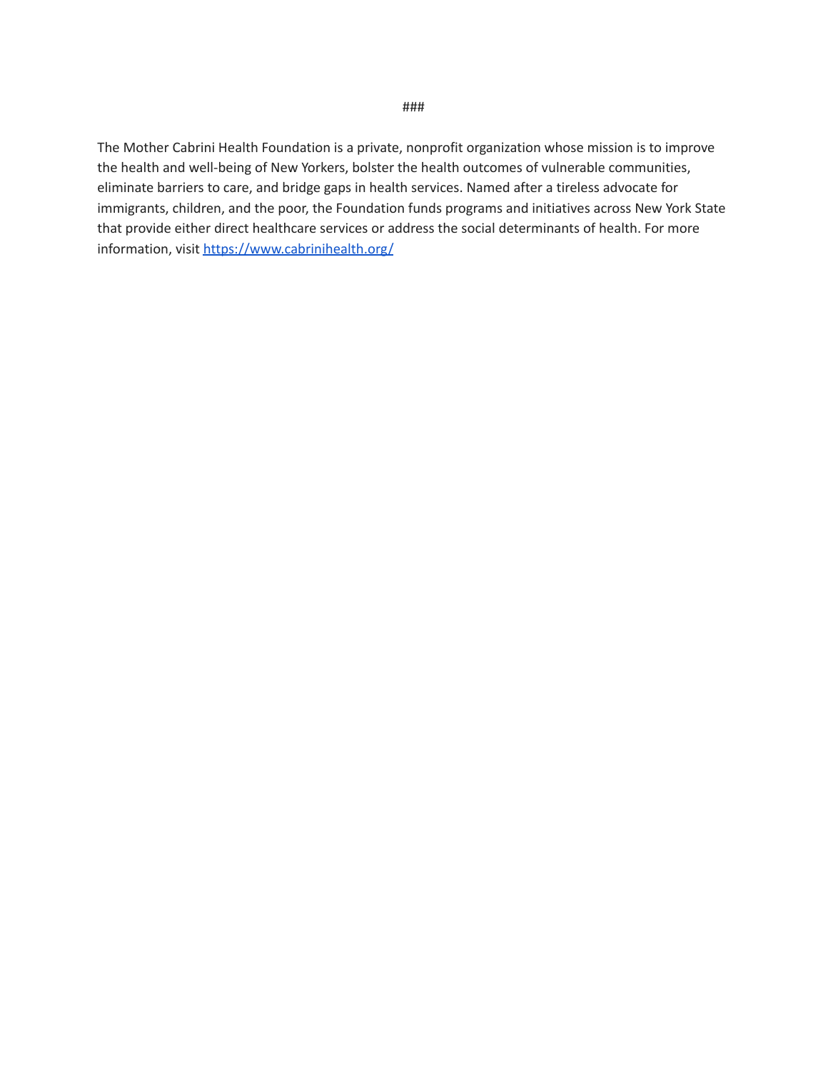###

The Mother Cabrini Health Foundation is a private, nonprofit organization whose mission is to improve the health and well-being of New Yorkers, bolster the health outcomes of vulnerable communities, eliminate barriers to care, and bridge gaps in health services. Named after a tireless advocate for immigrants, children, and the poor, the Foundation funds programs and initiatives across New York State that provide either direct healthcare services or address the social determinants of health. For more information, visit [https://www.cabrinihealth.org/](https://www.cabrinihealth.org/)